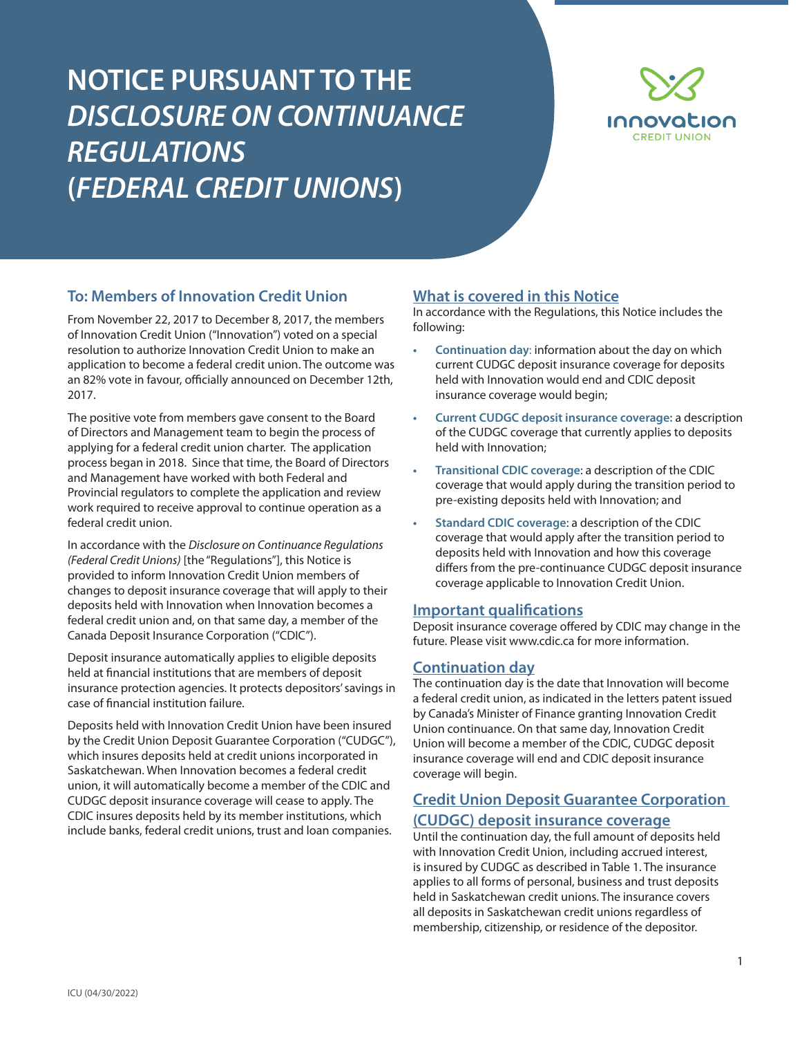# NOTICE PURSUANT TO THE *DISCLOSURE ON CONTINUANCE REGULATIONS* (*FEDERAL CREDIT UNIONS*)

## To: Members of Innovation Credit Union

From November 22, 2017 to December 8, 2017, the members of Innovation Credit Union ("Innovation") voted on a special resolution to authorize Innovation Credit Union to make an application to become a federal credit union. The outcome was an 82% vote in favour, officially announced on December 12th, 2017.

The positive vote from members gave consent to the Board of Directors and Management team to begin the process of applying for a federal credit union charter. The application process began in 2018. Since that time, the Board of Directors and Management have worked with both Federal and Provincial regulators to complete the application and review work required to receive approval to continue operation as a federal credit union.

In accordance with the *Disclosure on Continuance Regulations (Federal Credit Unions)* [the "Regulations"], this Notice is provided to inform Innovation Credit Union members of changes to deposit insurance coverage that will apply to their deposits held with Innovation when Innovation becomes a federal credit union and, on that same day, a member of the Canada Deposit Insurance Corporation ("CDIC").

Deposit insurance automatically applies to eligible deposits held at financial institutions that are members of deposit insurance protection agencies. It protects depositors' savings in case of financial institution failure.

Deposits held with Innovation Credit Union have been insured by the Credit Union Deposit Guarantee Corporation ("CUDGC"), which insures deposits held at credit unions incorporated in Saskatchewan. When Innovation becomes a federal credit union, it will automatically become a member of the CDIC and CUDGC deposit insurance coverage will cease to apply. The CDIC insures deposits held by its member institutions, which include banks, federal credit unions, trust and loan companies.

## What is covered in this Notice

In accordance with the Regulations, this Notice includes the following:

- **Continuation day**: information about the day on which current CUDGC deposit insurance coverage for deposits held with Innovation would end and CDIC deposit insurance coverage would begin;
- **Current CUDGC deposit insurance coverage:** a description of the CUDGC coverage that currently applies to deposits held with Innovation;
- **Transitional CDIC coverage**: a description of the CDIC coverage that would apply during the transition period to pre-existing deposits held with Innovation; and
- **Standard CDIC coverage**: a description of the CDIC coverage that would apply after the transition period to deposits held with Innovation and how this coverage differs from the pre-continuance CUDGC deposit insurance coverage applicable to Innovation Credit Union.

## Important qualifications

Deposit insurance coverage offered by CDIC may change in the future. Please visit www.cdic.ca for more information.

## Continuation day

The continuation day is the date that Innovation will become a federal credit union, as indicated in the letters patent issued by Canada's Minister of Finance granting Innovation Credit Union continuance. On that same day, Innovation Credit Union will become a member of the CDIC, CUDGC deposit insurance coverage will end and CDIC deposit insurance coverage will begin.

## Credit Union Deposit Guarantee Corporation (CUDGC) deposit insurance coverage

Until the continuation day, the full amount of deposits held with Innovation Credit Union, including accrued interest, is insured by CUDGC as described in Table 1. The insurance applies to all forms of personal, business and trust deposits held in Saskatchewan credit unions. The insurance covers all deposits in Saskatchewan credit unions regardless of membership, citizenship, or residence of the depositor.

ICU (04/30/2022)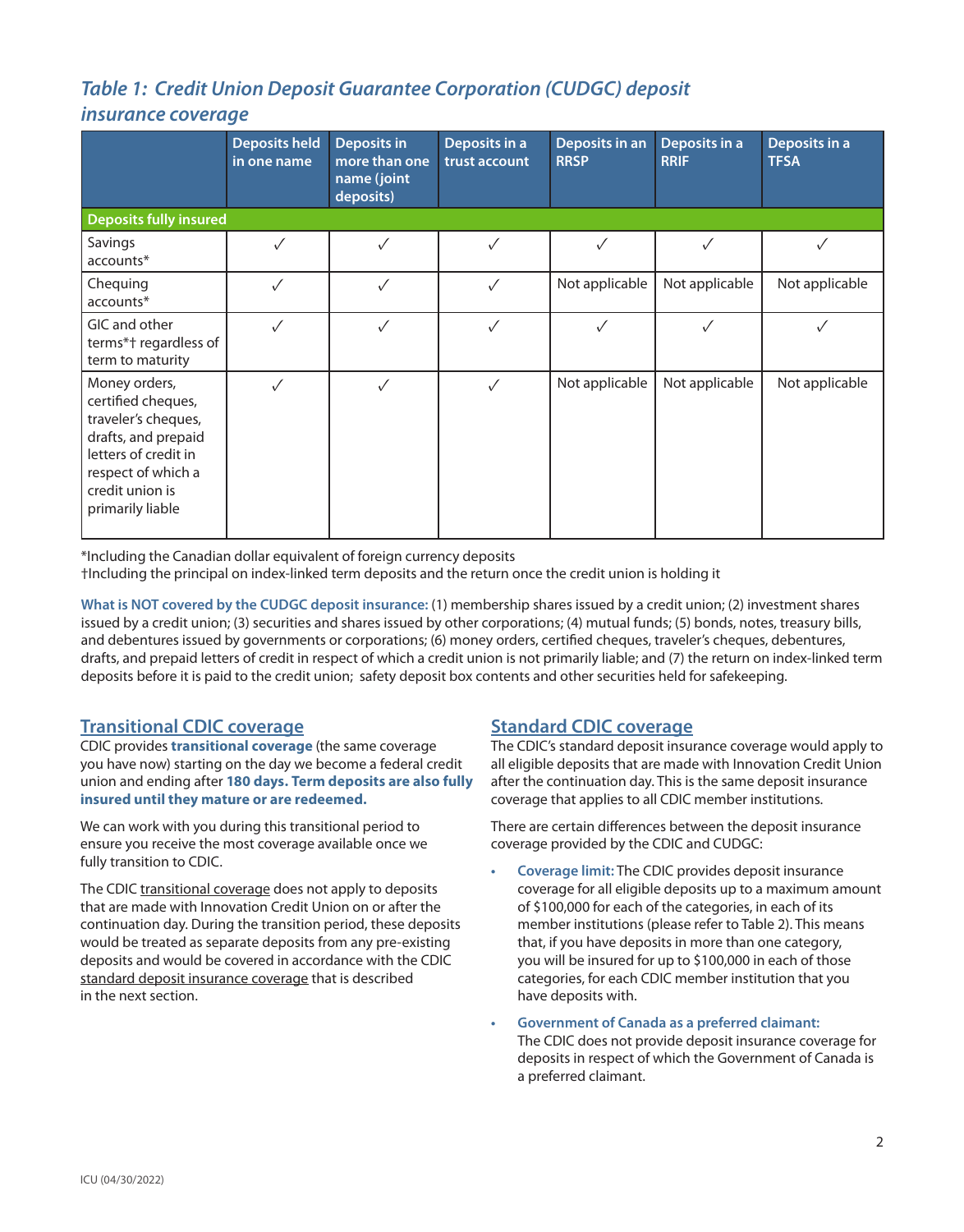## *Table 1: Credit Union Deposit Guarantee Corporation (CUDGC) deposit insurance coverage*

| | Deposits held in one name | Deposits in more than one name (joint deposits) | Deposits in a trust account | Deposits in an RRSP | Deposits in a RRIF | Deposits in a TFSA |
|---|---|---|---|---|---|---|
| **Deposits fully insured** | | | | | | |
| Savings accounts* | ✓ | ✓ | ✓ | ✓ | ✓ | ✓ |
| Chequing accounts* | ✓ | ✓ | ✓ | Not applicable | Not applicable | Not applicable |
| GIC and other terms*† regardless of term to maturity | ✓ | ✓ | ✓ | ✓ | ✓ | ✓ |
| Money orders, certified cheques, traveler's cheques, drafts, and prepaid letters of credit in respect of which a credit union is primarily liable | ✓ | ✓ | ✓ | Not applicable | Not applicable | Not applicable |

*Including the Canadian dollar equivalent of foreign currency deposits
†Including the principal on index-linked term deposits and the return once the credit union is holding it

**What is NOT covered by the CUDGC deposit insurance:** (1) membership shares issued by a credit union; (2) investment shares issued by a credit union; (3) securities and shares issued by other corporations; (4) mutual funds; (5) bonds, notes, treasury bills, and debentures issued by governments or corporations; (6) money orders, certified cheques, traveler's cheques, debentures, drafts, and prepaid letters of credit in respect of which a credit union is not primarily liable; and (7) the return on index-linked term deposits before it is paid to the credit union; safety deposit box contents and other securities held for safekeeping.

## Transitional CDIC coverage

CDIC provides **transitional coverage** (the same coverage you have now) starting on the day we become a federal credit union and ending after **180 days. Term deposits are also fully insured until they mature or are redeemed.**

We can work with you during this transitional period to ensure you receive the most coverage available once we fully transition to CDIC.

The CDIC transitional coverage does not apply to deposits that are made with Innovation Credit Union on or after the continuation day. During the transition period, these deposits would be treated as separate deposits from any pre-existing deposits and would be covered in accordance with the CDIC standard deposit insurance coverage that is described in the next section.

## Standard CDIC coverage

The CDIC's standard deposit insurance coverage would apply to all eligible deposits that are made with Innovation Credit Union after the continuation day. This is the same deposit insurance coverage that applies to all CDIC member institutions.

There are certain differences between the deposit insurance coverage provided by the CDIC and CUDGC:

- **Coverage limit:** The CDIC provides deposit insurance coverage for all eligible deposits up to a maximum amount of $100,000 for each of the categories, in each of its member institutions (please refer to Table 2). This means that, if you have deposits in more than one category, you will be insured for up to $100,000 in each of those categories, for each CDIC member institution that you have deposits with.
- **Government of Canada as a preferred claimant:** The CDIC does not provide deposit insurance coverage for deposits in respect of which the Government of Canada is a preferred claimant.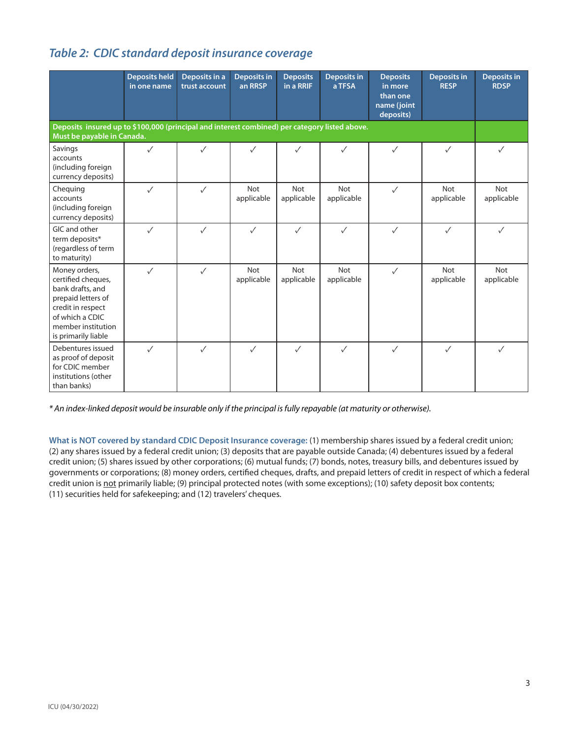## *Table 2: CDIC standard deposit insurance coverage*

| | Deposits held in one name | Deposits in a trust account | Deposits in an RRSP | Deposits in a RRIF | Deposits in a TFSA | Deposits in more than one name (joint deposits) | Deposits in RESP | Deposits in RDSP |
|---|---|---|---|---|---|---|---|---|
| **Deposits insured up to $100,000 (principal and interest combined) per category listed above. Must be payable in Canada.** | | | | | | | | |
| Savings accounts (including foreign currency deposits) | ✓ | ✓ | ✓ | ✓ | ✓ | ✓ | ✓ | ✓ |
| Chequing accounts (including foreign currency deposits) | ✓ | ✓ | Not applicable | Not applicable | Not applicable | ✓ | Not applicable | Not applicable |
| GIC and other term deposits* (regardless of term to maturity) | ✓ | ✓ | ✓ | ✓ | ✓ | ✓ | ✓ | ✓ |
| Money orders, certified cheques, bank drafts, and prepaid letters of credit in respect of which a CDIC member institution is primarily liable | ✓ | ✓ | Not applicable | Not applicable | Not applicable | ✓ | Not applicable | Not applicable |
| Debentures issued as proof of deposit for CDIC member institutions (other than banks) | ✓ | ✓ | ✓ | ✓ | ✓ | ✓ | ✓ | ✓ |

*\* An index-linked deposit would be insurable only if the principal is fully repayable (at maturity or otherwise).*

**What is NOT covered by standard CDIC Deposit Insurance coverage:** (1) membership shares issued by a federal credit union; (2) any shares issued by a federal credit union; (3) deposits that are payable outside Canada; (4) debentures issued by a federal credit union; (5) shares issued by other corporations; (6) mutual funds; (7) bonds, notes, treasury bills, and debentures issued by governments or corporations; (8) money orders, certified cheques, drafts, and prepaid letters of credit in respect of which a federal credit union is not primarily liable; (9) principal protected notes (with some exceptions); (10) safety deposit box contents; (11) securities held for safekeeping; and (12) travelers' cheques.

ICU (04/30/2022)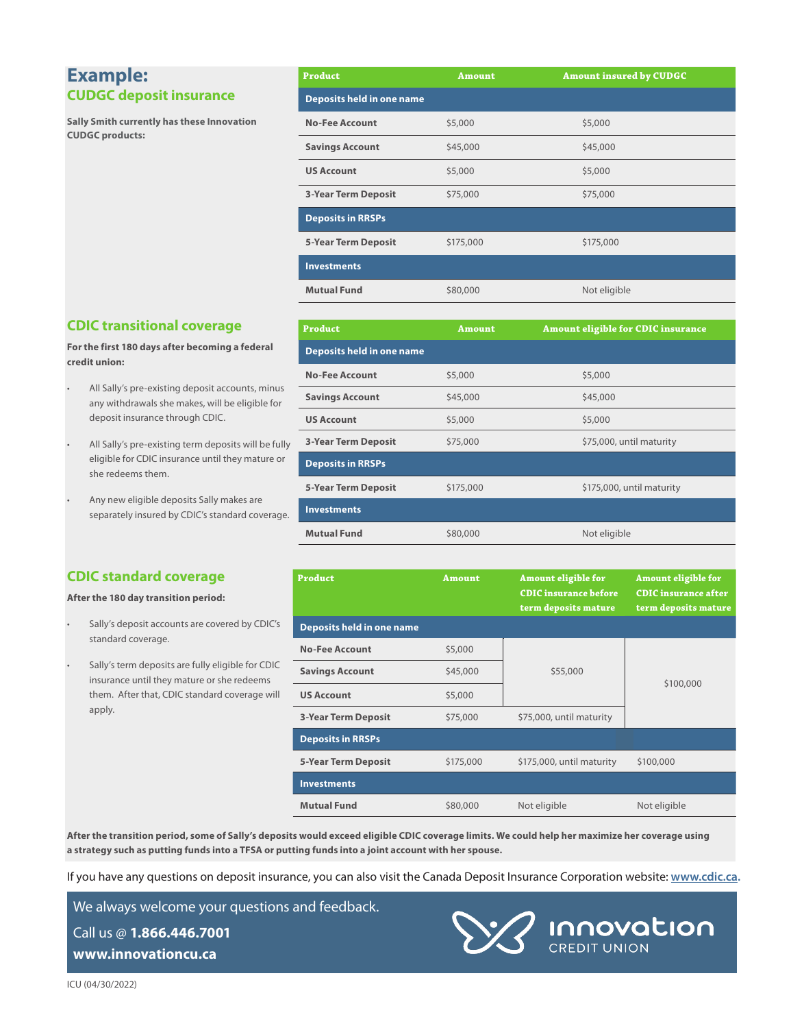# Example:

## CUDGC deposit insurance

**Sally Smith currently has these Innovation CUDGC products:**

| Product | Amount | Amount insured by CUDGC |
|---|---|---|
| **Deposits held in one name** | | |
| **No-Fee Account** | $5,000 | $5,000 |
| **Savings Account** | $45,000 | $45,000 |
| **US Account** | $5,000 | $5,000 |
| **3-Year Term Deposit** | $75,000 | $75,000 |
| **Deposits in RRSPs** | | |
| **5-Year Term Deposit** | $175,000 | $175,000 |
| **Investments** | | |
| **Mutual Fund** | $80,000 | Not eligible |

## CDIC transitional coverage

**For the first 180 days after becoming a federal credit union:**

- All Sally's pre-existing deposit accounts, minus any withdrawals she makes, will be eligible for deposit insurance through CDIC.
- All Sally's pre-existing term deposits will be fully eligible for CDIC insurance until they mature or she redeems them.
- Any new eligible deposits Sally makes are separately insured by CDIC's standard coverage.

| Product | Amount | Amount eligible for CDIC insurance |
|---|---|---|
| **Deposits held in one name** | | |
| **No-Fee Account** | $5,000 | $5,000 |
| **Savings Account** | $45,000 | $45,000 |
| **US Account** | $5,000 | $5,000 |
| **3-Year Term Deposit** | $75,000 | $75,000, until maturity |
| **Deposits in RRSPs** | | |
| **5-Year Term Deposit** | $175,000 | $175,000, until maturity |
| **Investments** | | |
| **Mutual Fund** | $80,000 | Not eligible |

## CDIC standard coverage

**After the 180 day transition period:**

- Sally's deposit accounts are covered by CDIC's standard coverage.
- Sally's term deposits are fully eligible for CDIC insurance until they mature or she redeems them. After that, CDIC standard coverage will apply.

| Product | Amount | Amount eligible for CDIC insurance before term deposits mature | Amount eligible for CDIC insurance after term deposits mature |
|---|---|---|---|
| **Deposits held in one name** | | | |
| **No-Fee Account** | $5,000 | $55,000 | $100,000 |
| **Savings Account** | $45,000 | | |
| **US Account** | $5,000 | | |
| **3-Year Term Deposit** | $75,000 | $75,000, until maturity | |
| **Deposits in RRSPs** | | | |
| **5-Year Term Deposit** | $175,000 | $175,000, until maturity | $100,000 |
| **Investments** | | | |
| **Mutual Fund** | $80,000 | Not eligible | Not eligible |

**After the transition period, some of Sally's deposits would exceed eligible CDIC coverage limits. We could help her maximize her coverage using a strategy such as putting funds into a TFSA or putting funds into a joint account with her spouse.**

If you have any questions on deposit insurance, you can also visit the Canada Deposit Insurance Corporation website: www.cdic.ca.

We always welcome your questions and feedback.

Call us @ **1.866.446.7001**

**www.innovationcu.ca**

innovation CREDIT UNION

ICU (04/30/2022)